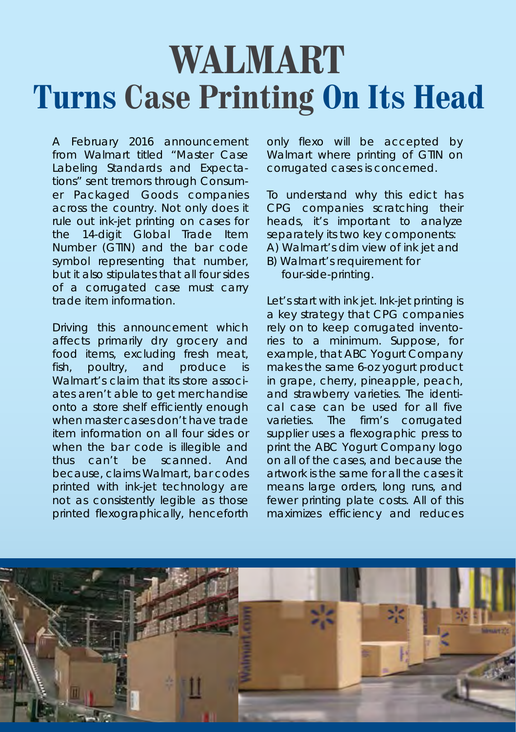# WALMART

# Turns Case Printing On Its Head

A February 2016 announcement from Walmart titled "Master Case Labeling Standards and Expectations" sent tremors through Consumer Packaged Goods companies across the country. Not only does it rule out ink-jet printing on cases for the 14-digit Global Trade Item Number (GTIN) and the bar code symbol representing that number, but it also stipulates that all four sides of a corrugated case must carry trade item information.

Driving this announcement which affects primarily dry grocery and food items, excluding fresh meat, fish, poultry, and produce is Walmart's claim that its store associates aren't able to get merchandise onto a store shelf efficiently enough when master cases don't have trade item information on all four sides or when the bar code is illegible and thus can't be scanned. And because, claims Walmart, bar codes printed with ink-jet technology are not as consistently legible as those printed flexographically, henceforth only flexo will be accepted by Walmart where printing of GTIN on corrugated cases is concerned.

To understand why this edict has CPG companies scratching their heads, it's important to analyze separately its two key components:

A) Walmart's dim view of ink jet and

B) Walmart's requirement for four-side-printing.

Let's start with ink jet. Ink-jet printing is a key strategy that CPG companies rely on to keep corrugated inventories to a minimum. Suppose, for example, that ABC Yogurt Company makes the same 6-oz yogurt product in grape, cherry, pineapple, peach, and strawberry varieties. The identical case can be used for all five varieties. The firm's corrugated supplier uses a flexographic press to print the ABC Yogurt Company logo on all of the cases, and because the artwork is the same for all the cases it means large orders, long runs, and fewer printing plate costs. All of this maximizes efficiency and reduces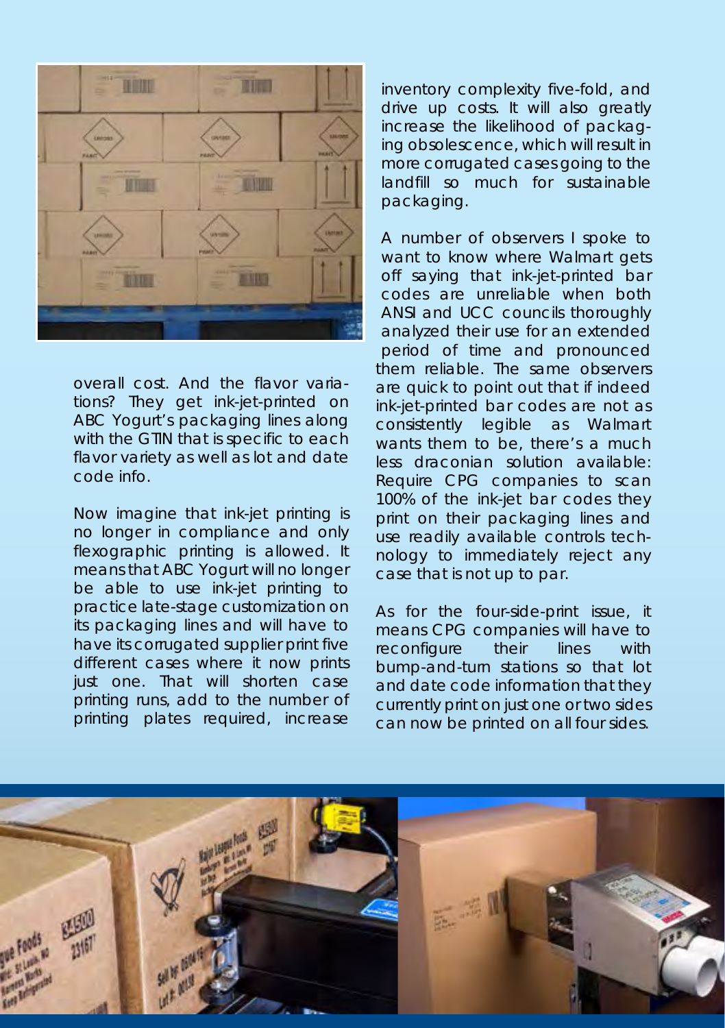overall cost. And the flavor variations? They get ink-jet-printed on ABC Yogurt's packaging lines along with the GTIN that is specific to each flavor variety as well as lot and date code info.

Now imagine that ink-jet printing is no longer in compliance and only flexographic printing is allowed. It means that ABC Yogurt will no longer be able to use ink-jet printing to practice late-stage customization on its packaging lines and will have to have its corrugated supplier print five different cases where it now prints just one. That will shorten case printing runs, add to the number of printing plates required, increase inventory complexity five-fold, and drive up costs. It will also greatly increase the likelihood of packaging obsolescence, which will result in more corrugated cases going to the landfill so much for sustainable packaging.

A number of observers I spoke to want to know where Walmart gets off saying that ink-jet-printed bar codes are unreliable when both ANSI and UCC councils thoroughly analyzed their use for an extended period of time and pronounced them reliable. The same observers are quick to point out that if indeed ink-jet-printed bar codes are not as consistently legible as Walmart wants them to be, there's a much less draconian solution available: Require CPG companies to scan 100% of the ink-jet bar codes they print on their packaging lines and use readily available controls technology to immediately reject any case that is not up to par.

As for the four-side-print issue, it means CPG companies will have to reconfigure their lines with bump-and-turn stations so that lot and date code information that they currently print on just one or two sides can now be printed on all four sides.